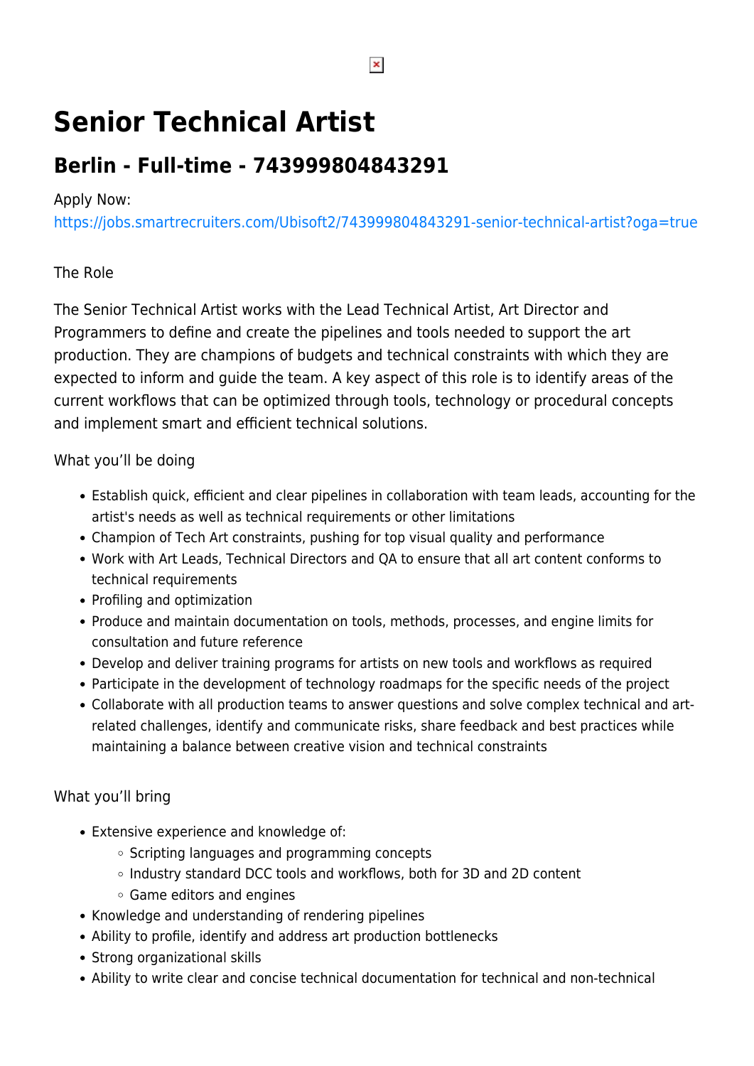# Senior Technical Artist

## Berlin - Full-time - 743999804843291

Apply Now:
https://jobs.smartrecruiters.com/Ubisoft2/743999804843291-senior-technical-artist?oga=true

The Role

The Senior Technical Artist works with the Lead Technical Artist, Art Director and Programmers to define and create the pipelines and tools needed to support the art production. They are champions of budgets and technical constraints with which they are expected to inform and guide the team. A key aspect of this role is to identify areas of the current workflows that can be optimized through tools, technology or procedural concepts and implement smart and efficient technical solutions.

What you'll be doing

- Establish quick, efficient and clear pipelines in collaboration with team leads, accounting for the artist's needs as well as technical requirements or other limitations
- Champion of Tech Art constraints, pushing for top visual quality and performance
- Work with Art Leads, Technical Directors and QA to ensure that all art content conforms to technical requirements
- Profiling and optimization
- Produce and maintain documentation on tools, methods, processes, and engine limits for consultation and future reference
- Develop and deliver training programs for artists on new tools and workflows as required
- Participate in the development of technology roadmaps for the specific needs of the project
- Collaborate with all production teams to answer questions and solve complex technical and art-related challenges, identify and communicate risks, share feedback and best practices while maintaining a balance between creative vision and technical constraints

What you'll bring

- Extensive experience and knowledge of:
  - Scripting languages and programming concepts
  - Industry standard DCC tools and workflows, both for 3D and 2D content
  - Game editors and engines
- Knowledge and understanding of rendering pipelines
- Ability to profile, identify and address art production bottlenecks
- Strong organizational skills
- Ability to write clear and concise technical documentation for technical and non-technical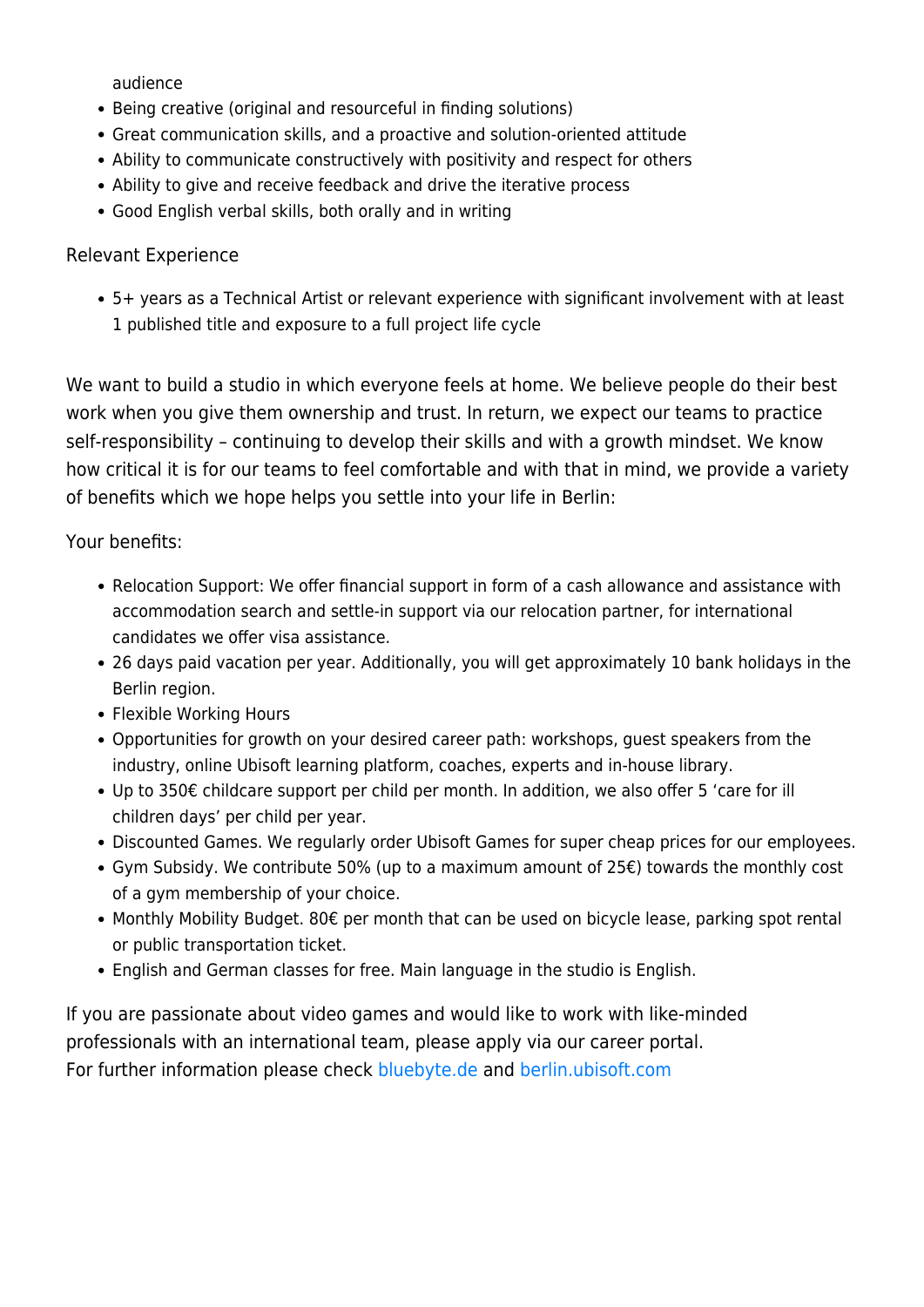audience

- Being creative (original and resourceful in finding solutions)
- Great communication skills, and a proactive and solution-oriented attitude
- Ability to communicate constructively with positivity and respect for others
- Ability to give and receive feedback and drive the iterative process
- Good English verbal skills, both orally and in writing

Relevant Experience

- 5+ years as a Technical Artist or relevant experience with significant involvement with at least 1 published title and exposure to a full project life cycle

We want to build a studio in which everyone feels at home. We believe people do their best work when you give them ownership and trust. In return, we expect our teams to practice self-responsibility – continuing to develop their skills and with a growth mindset. We know how critical it is for our teams to feel comfortable and with that in mind, we provide a variety of benefits which we hope helps you settle into your life in Berlin:

Your benefits:

- Relocation Support: We offer financial support in form of a cash allowance and assistance with accommodation search and settle-in support via our relocation partner, for international candidates we offer visa assistance.
- 26 days paid vacation per year. Additionally, you will get approximately 10 bank holidays in the Berlin region.
- Flexible Working Hours
- Opportunities for growth on your desired career path: workshops, guest speakers from the industry, online Ubisoft learning platform, coaches, experts and in-house library.
- Up to 350€ childcare support per child per month. In addition, we also offer 5 'care for ill children days' per child per year.
- Discounted Games. We regularly order Ubisoft Games for super cheap prices for our employees.
- Gym Subsidy. We contribute 50% (up to a maximum amount of 25€) towards the monthly cost of a gym membership of your choice.
- Monthly Mobility Budget. 80€ per month that can be used on bicycle lease, parking spot rental or public transportation ticket.
- English and German classes for free. Main language in the studio is English.

If you are passionate about video games and would like to work with like-minded professionals with an international team, please apply via our career portal.
For further information please check bluebyte.de and berlin.ubisoft.com